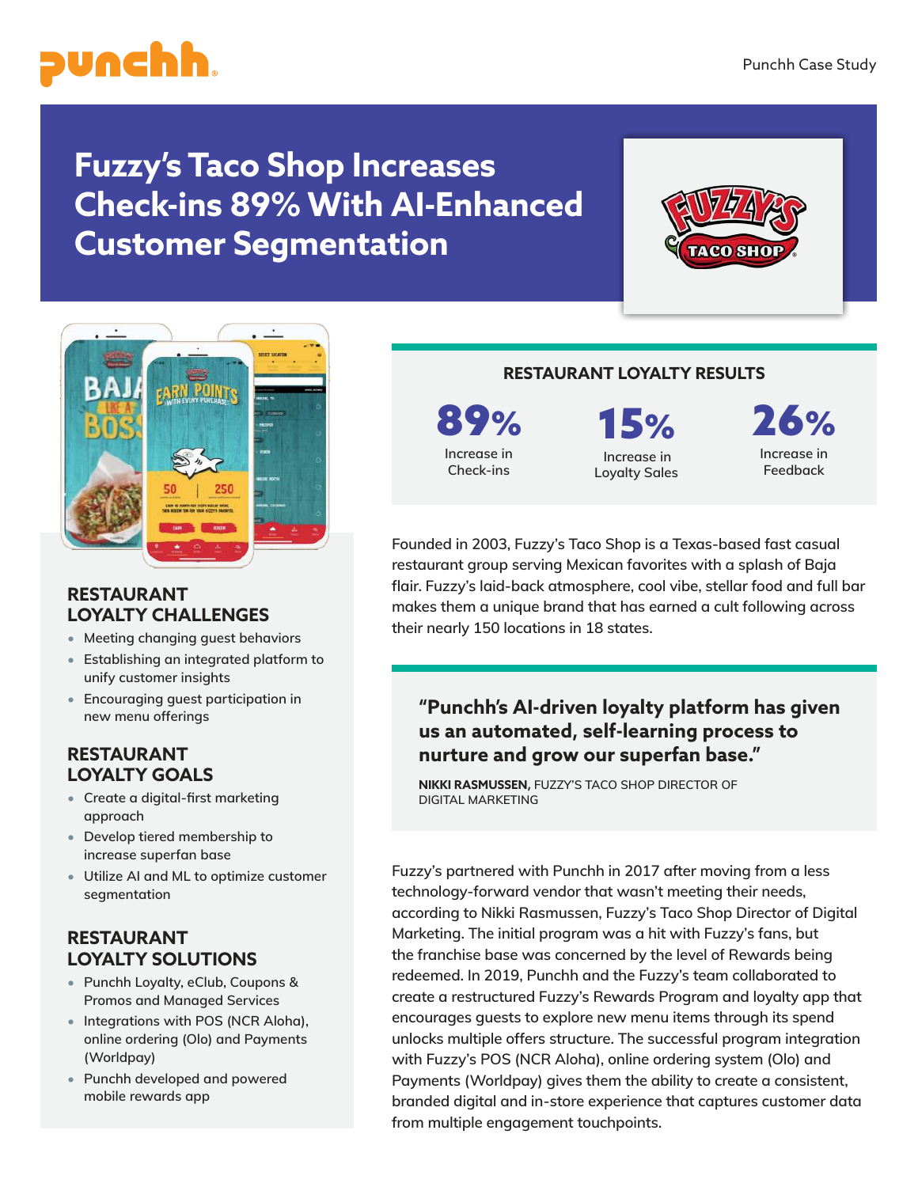# Fuzzy's Taco Shop Increases Check-ins 89% With AI-Enhanced Customer Segmentation

## RESTAURANT LOYALTY RESULTS

| 89% | 15% | 26% |
| --- | --- | --- |
| Increase in Check-ins | Increase in Loyalty Sales | Increase in Feedback |

Founded in 2003, Fuzzy's Taco Shop is a Texas-based fast casual restaurant group serving Mexican favorites with a splash of Baja flair. Fuzzy's laid-back atmosphere, cool vibe, stellar food and full bar makes them a unique brand that has earned a cult following across their nearly 150 locations in 18 states.

> **"Punchh's AI-driven loyalty platform has given us an automated, self-learning process to nurture and grow our superfan base."**
>
> **NIKKI RASMUSSEN,** FUZZY'S TACO SHOP DIRECTOR OF DIGITAL MARKETING

Fuzzy's partnered with Punchh in 2017 after moving from a less technology-forward vendor that wasn't meeting their needs, according to Nikki Rasmussen, Fuzzy's Taco Shop Director of Digital Marketing. The initial program was a hit with Fuzzy's fans, but the franchise base was concerned by the level of Rewards being redeemed. In 2019, Punchh and the Fuzzy's team collaborated to create a restructured Fuzzy's Rewards Program and loyalty app that encourages guests to explore new menu items through its spend unlocks multiple offers structure. The successful program integration with Fuzzy's POS (NCR Aloha), online ordering system (Olo) and Payments (Worldpay) gives them the ability to create a consistent, branded digital and in-store experience that captures customer data from multiple engagement touchpoints.

## RESTAURANT LOYALTY CHALLENGES

- Meeting changing guest behaviors
- Establishing an integrated platform to unify customer insights
- Encouraging guest participation in new menu offerings

## RESTAURANT LOYALTY GOALS

- Create a digital-first marketing approach
- Develop tiered membership to increase superfan base
- Utilize AI and ML to optimize customer segmentation

## RESTAURANT LOYALTY SOLUTIONS

- Punchh Loyalty, eClub, Coupons & Promos and Managed Services
- Integrations with POS (NCR Aloha), online ordering (Olo) and Payments (Worldpay)
- Punchh developed and powered mobile rewards app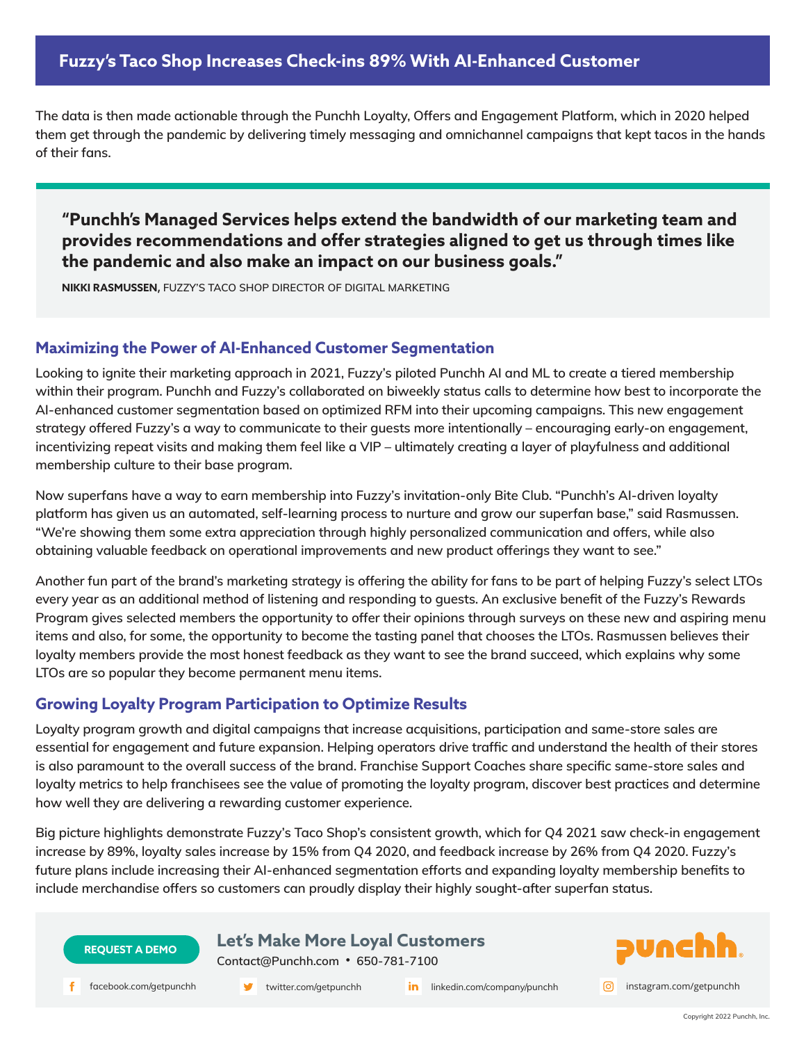The data is then made actionable through the Punchh Loyalty, Offers and Engagement Platform, which in 2020 helped them get through the pandemic by delivering timely messaging and omnichannel campaigns that kept tacos in the hands of their fans.

> **"Punchh's Managed Services helps extend the bandwidth of our marketing team and provides recommendations and offer strategies aligned to get us through times like the pandemic and also make an impact on our business goals."**
>
> **NIKKI RASMUSSEN,** FUZZY'S TACO SHOP DIRECTOR OF DIGITAL MARKETING

## Maximizing the Power of AI-Enhanced Customer Segmentation

Looking to ignite their marketing approach in 2021, Fuzzy's piloted Punchh AI and ML to create a tiered membership within their program. Punchh and Fuzzy's collaborated on biweekly status calls to determine how best to incorporate the AI-enhanced customer segmentation based on optimized RFM into their upcoming campaigns. This new engagement strategy offered Fuzzy's a way to communicate to their guests more intentionally – encouraging early-on engagement, incentivizing repeat visits and making them feel like a VIP – ultimately creating a layer of playfulness and additional membership culture to their base program.

Now superfans have a way to earn membership into Fuzzy's invitation-only Bite Club. "Punchh's AI-driven loyalty platform has given us an automated, self-learning process to nurture and grow our superfan base," said Rasmussen. "We're showing them some extra appreciation through highly personalized communication and offers, while also obtaining valuable feedback on operational improvements and new product offerings they want to see."

Another fun part of the brand's marketing strategy is offering the ability for fans to be part of helping Fuzzy's select LTOs every year as an additional method of listening and responding to guests. An exclusive benefit of the Fuzzy's Rewards Program gives selected members the opportunity to offer their opinions through surveys on these new and aspiring menu items and also, for some, the opportunity to become the tasting panel that chooses the LTOs. Rasmussen believes their loyalty members provide the most honest feedback as they want to see the brand succeed, which explains why some LTOs are so popular they become permanent menu items.

## Growing Loyalty Program Participation to Optimize Results

Loyalty program growth and digital campaigns that increase acquisitions, participation and same-store sales are essential for engagement and future expansion. Helping operators drive traffic and understand the health of their stores is also paramount to the overall success of the brand. Franchise Support Coaches share specific same-store sales and loyalty metrics to help franchisees see the value of promoting the loyalty program, discover best practices and determine how well they are delivering a rewarding customer experience.

Big picture highlights demonstrate Fuzzy's Taco Shop's consistent growth, which for Q4 2021 saw check-in engagement increase by 89%, loyalty sales increase by 15% from Q4 2020, and feedback increase by 26% from Q4 2020. Fuzzy's future plans include increasing their AI-enhanced segmentation efforts and expanding loyalty membership benefits to include merchandise offers so customers can proudly display their highly sought-after superfan status.

**REQUEST A DEMO**

**Let's Make More Loyal Customers**

Contact@Punchh.com • 650-781-7100

punchh

facebook.com/getpunchh    twitter.com/getpunchh    linkedin.com/company/punchh    instagram.com/getpunchh

Copyright 2022 Punchh, Inc.